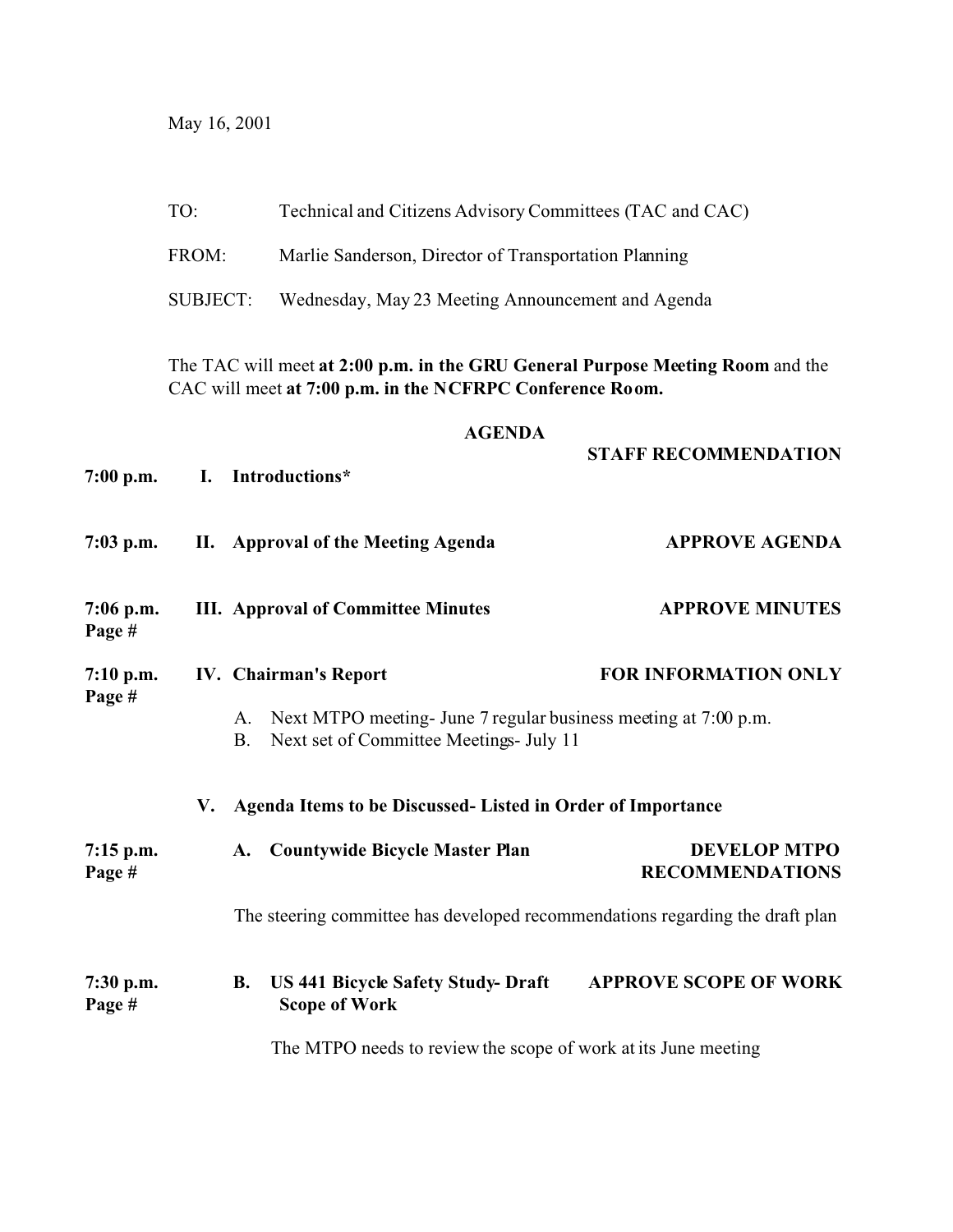May 16, 2001

TO: Technical and Citizens Advisory Committees (TAC and CAC)

FROM: Marlie Sanderson, Director of Transportation Planning

SUBJECT: Wednesday, May 23 Meeting Announcement and Agenda

The TAC will meet **at 2:00 p.m. in the GRU General Purpose Meeting Room** and the CAC will meet **at 7:00 p.m. in the NCFRPC Conference Room.**

**AGENDA**

| | | **STAFF RECOMMENDATION** |
|---|---|---|
| **7:00 p.m.** | **I. Introductions*** | |
| **7:03 p.m.** | **II. Approval of the Meeting Agenda** | **APPROVE AGENDA** |
| **7:06 p.m.**<br>**Page #** | **III. Approval of Committee Minutes** | **APPROVE MINUTES** |
| **7:10 p.m.**<br>**Page #** | **IV. Chairman's Report**<br>A. Next MTPO meeting- June 7 regular business meeting at 7:00 p.m.<br>B. Next set of Committee Meetings- July 11 | **FOR INFORMATION ONLY** |
| | **V. Agenda Items to be Discussed- Listed in Order of Importance** | |
| **7:15 p.m.**<br>**Page #** | **A. Countywide Bicycle Master Plan**<br>The steering committee has developed recommendations regarding the draft plan | **DEVELOP MTPO RECOMMENDATIONS** |
| **7:30 p.m.**<br>**Page #** | **B. US 441 Bicycle Safety Study- Draft Scope of Work**<br>The MTPO needs to review the scope of work at its June meeting | **APPROVE SCOPE OF WORK** |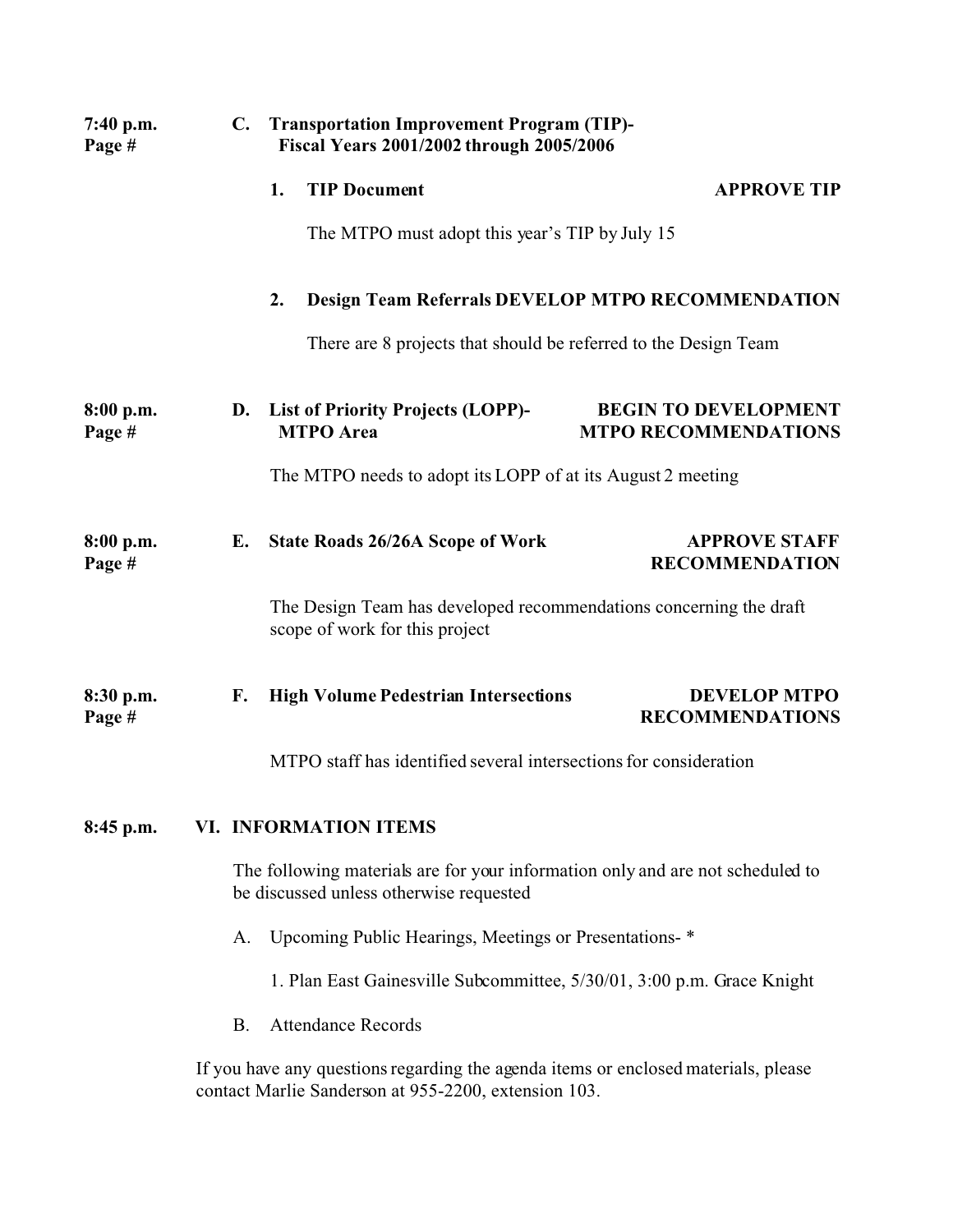**7:40 p.m.**
**Page #**

**C. Transportation Improvement Program (TIP)- Fiscal Years 2001/2002 through 2005/2006**

**1. TIP Document** **APPROVE TIP**

The MTPO must adopt this year's TIP by July 15

**2. Design Team Referrals DEVELOP MTPO RECOMMENDATION**

There are 8 projects that should be referred to the Design Team

**8:00 p.m.**
**Page #**

**D. List of Priority Projects (LOPP)- MTPO Area** **BEGIN TO DEVELOPMENT MTPO RECOMMENDATIONS**

The MTPO needs to adopt its LOPP of at its August 2 meeting

**8:00 p.m.**
**Page #**

**E. State Roads 26/26A Scope of Work** **APPROVE STAFF RECOMMENDATION**

The Design Team has developed recommendations concerning the draft scope of work for this project

**8:30 p.m.**
**Page #**

**F. High Volume Pedestrian Intersections** **DEVELOP MTPO RECOMMENDATIONS**

MTPO staff has identified several intersections for consideration

**8:45 p.m.** **VI. INFORMATION ITEMS**

The following materials are for your information only and are not scheduled to be discussed unless otherwise requested

A. Upcoming Public Hearings, Meetings or Presentations- *

1. Plan East Gainesville Subcommittee, 5/30/01, 3:00 p.m. Grace Knight

B. Attendance Records

If you have any questions regarding the agenda items or enclosed materials, please contact Marlie Sanderson at 955-2200, extension 103.